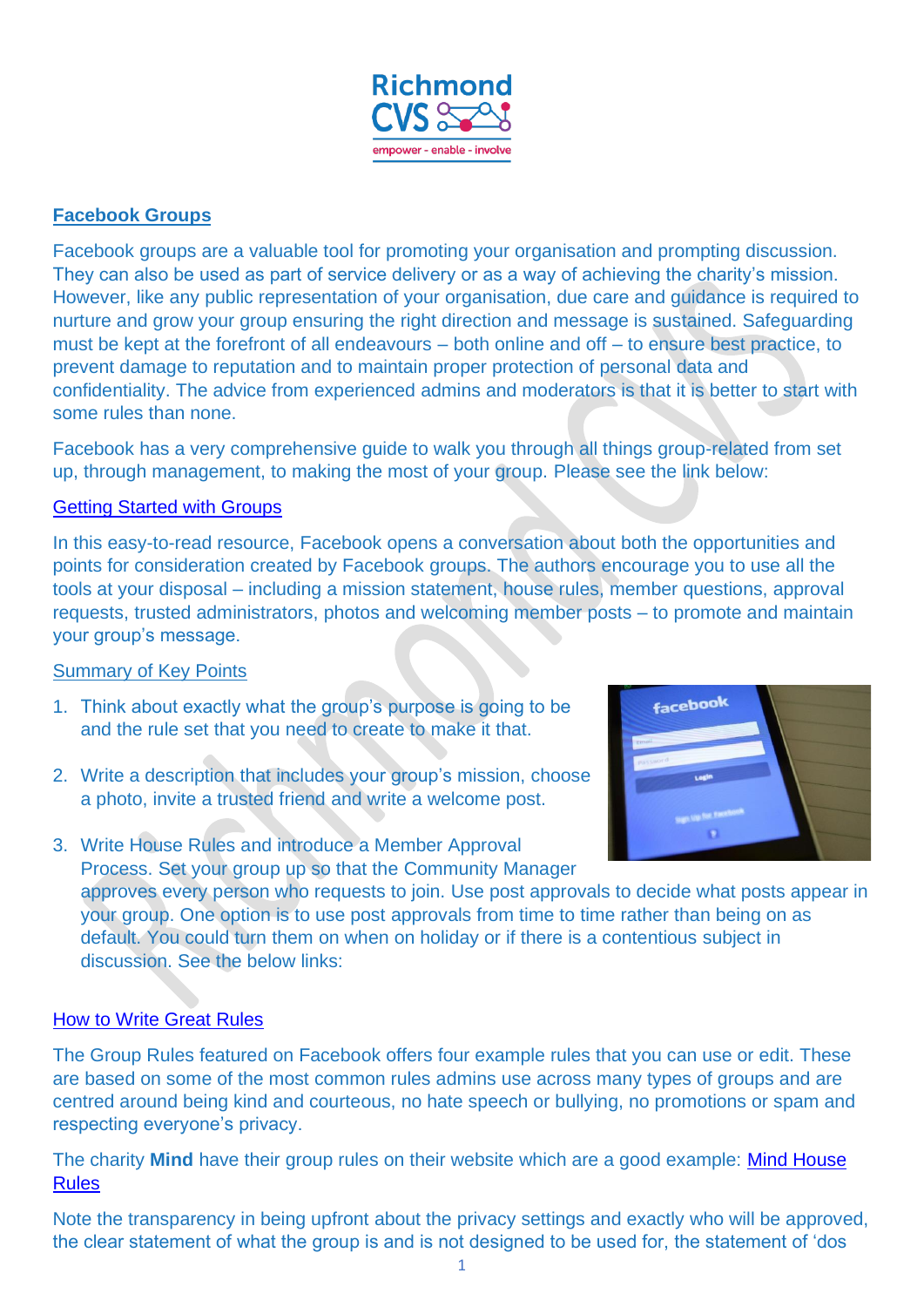## Facebook Groups

Facebook groups are a valuable tool for promoting your organisation and prompting discussion. They can also be used as part of service delivery or as a way of achieving the charity's mission. However, like any public representation of your organisation, due care and guidance is required to nurture and grow your group ensuring the right direction and message is sustained. Safeguarding must be kept at the forefront of all endeavours – both online and off – to ensure best practice, to prevent damage to reputation and to maintain proper protection of personal data and confidentiality. The advice from experienced admins and moderators is that it is better to start with some rules than none.

Facebook has a very comprehensive guide to walk you through all things group-related from set up, through management, to making the most of your group. Please see the link below:

[Getting Started with Groups]

In this easy-to-read resource, Facebook opens a conversation about both the opportunities and points for consideration created by Facebook groups. The authors encourage you to use all the tools at your disposal – including a mission statement, house rules, member questions, approval requests, trusted administrators, photos and welcoming member posts – to promote and maintain your group's message.

### Summary of Key Points

1. Think about exactly what the group's purpose is going to be and the rule set that you need to create to make it that.
2. Write a description that includes your group's mission, choose a photo, invite a trusted friend and write a welcome post.
3. Write House Rules and introduce a Member Approval Process. Set your group up so that the Community Manager approves every person who requests to join. Use post approvals to decide what posts appear in your group. One option is to use post approvals from time to time rather than being on as default. You could turn them on when on holiday or if there is a contentious subject in discussion. See the below links:

### How to Write Great Rules

The Group Rules featured on Facebook offers four example rules that you can use or edit. These are based on some of the most common rules admins use across many types of groups and are centred around being kind and courteous, no hate speech or bullying, no promotions or spam and respecting everyone's privacy.

The charity **Mind** have their group rules on their website which are a good example: [Mind House Rules]

Note the transparency in being upfront about the privacy settings and exactly who will be approved, the clear statement of what the group is and is not designed to be used for, the statement of 'dos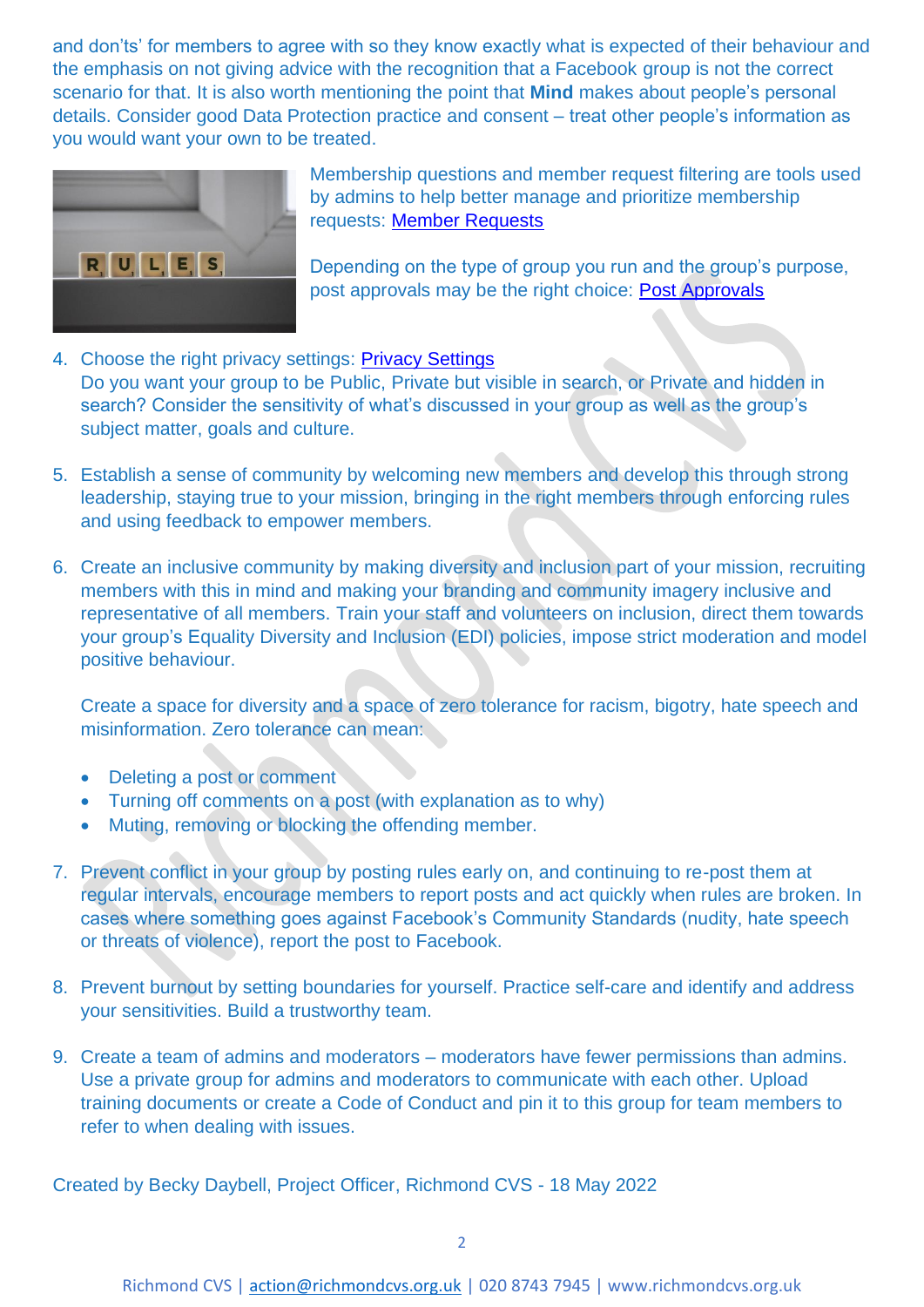and don'ts' for members to agree with so they know exactly what is expected of their behaviour and the emphasis on not giving advice with the recognition that a Facebook group is not the correct scenario for that. It is also worth mentioning the point that **Mind** makes about people's personal details. Consider good Data Protection practice and consent – treat other people's information as you would want your own to be treated.

Membership questions and member request filtering are tools used by admins to help better manage and prioritize membership requests: [Member Requests]

Depending on the type of group you run and the group's purpose, post approvals may be the right choice: [Post Approvals]

4. Choose the right privacy settings: [Privacy Settings]
   Do you want your group to be Public, Private but visible in search, or Private and hidden in search? Consider the sensitivity of what's discussed in your group as well as the group's subject matter, goals and culture.

5. Establish a sense of community by welcoming new members and develop this through strong leadership, staying true to your mission, bringing in the right members through enforcing rules and using feedback to empower members.

6. Create an inclusive community by making diversity and inclusion part of your mission, recruiting members with this in mind and making your branding and community imagery inclusive and representative of all members. Train your staff and volunteers on inclusion, direct them towards your group's Equality Diversity and Inclusion (EDI) policies, impose strict moderation and model positive behaviour.

   Create a space for diversity and a space of zero tolerance for racism, bigotry, hate speech and misinformation. Zero tolerance can mean:

   - Deleting a post or comment
   - Turning off comments on a post (with explanation as to why)
   - Muting, removing or blocking the offending member.

7. Prevent conflict in your group by posting rules early on, and continuing to re-post them at regular intervals, encourage members to report posts and act quickly when rules are broken. In cases where something goes against Facebook's Community Standards (nudity, hate speech or threats of violence), report the post to Facebook.

8. Prevent burnout by setting boundaries for yourself. Practice self-care and identify and address your sensitivities. Build a trustworthy team.

9. Create a team of admins and moderators – moderators have fewer permissions than admins. Use a private group for admins and moderators to communicate with each other. Upload training documents or create a Code of Conduct and pin it to this group for team members to refer to when dealing with issues.

Created by Becky Daybell, Project Officer, Richmond CVS - 18 May 2022

Richmond CVS | action@richmondcvs.org.uk | 020 8743 7945 | www.richmondcvs.org.uk